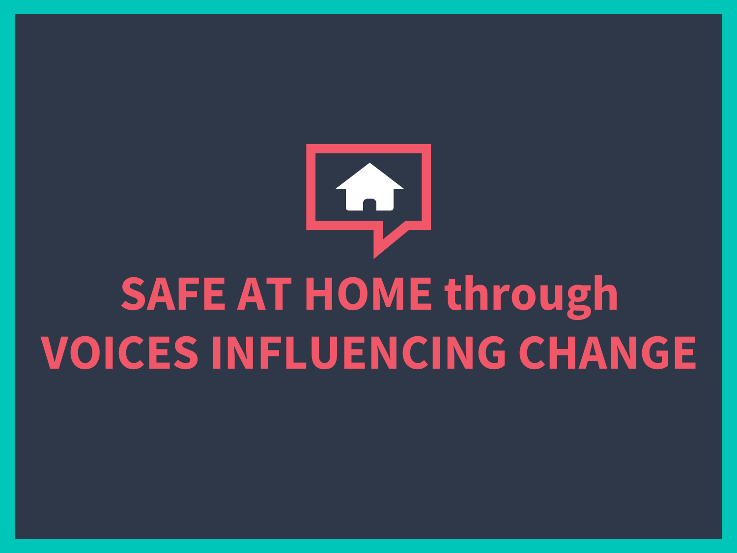# SAFE AT HOME through VOICES INFLUENCING CHANGE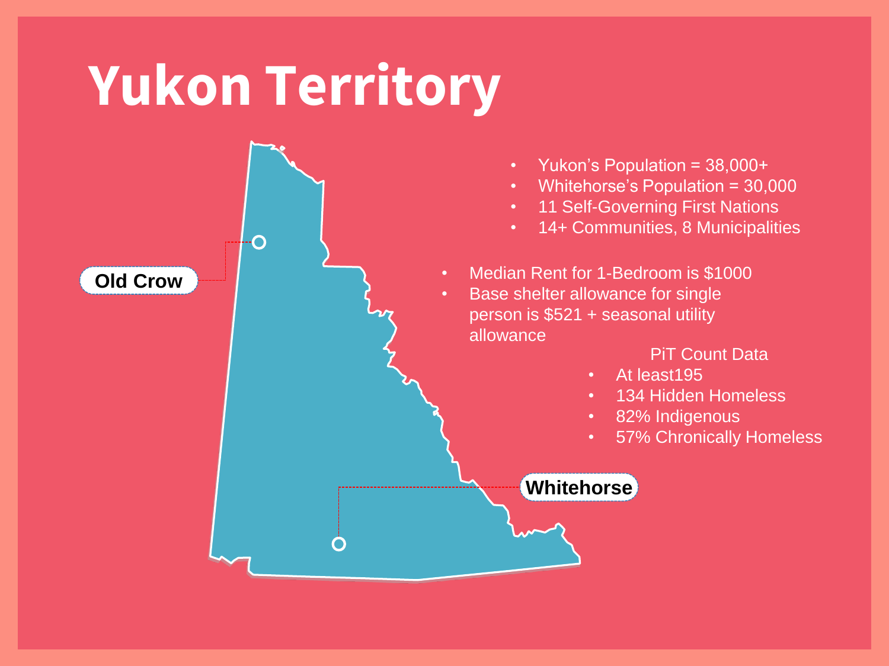# Yukon Territory

Old Crow

Whitehorse

- Yukon's Population = 38,000+
- Whitehorse's Population = 30,000
- 11 Self-Governing First Nations
- 14+ Communities, 8 Municipalities

- Median Rent for 1-Bedroom is $1000
- Base shelter allowance for single person is $521 + seasonal utility allowance

PiT Count Data

- At least195
- 134 Hidden Homeless
- 82% Indigenous
- 57% Chronically Homeless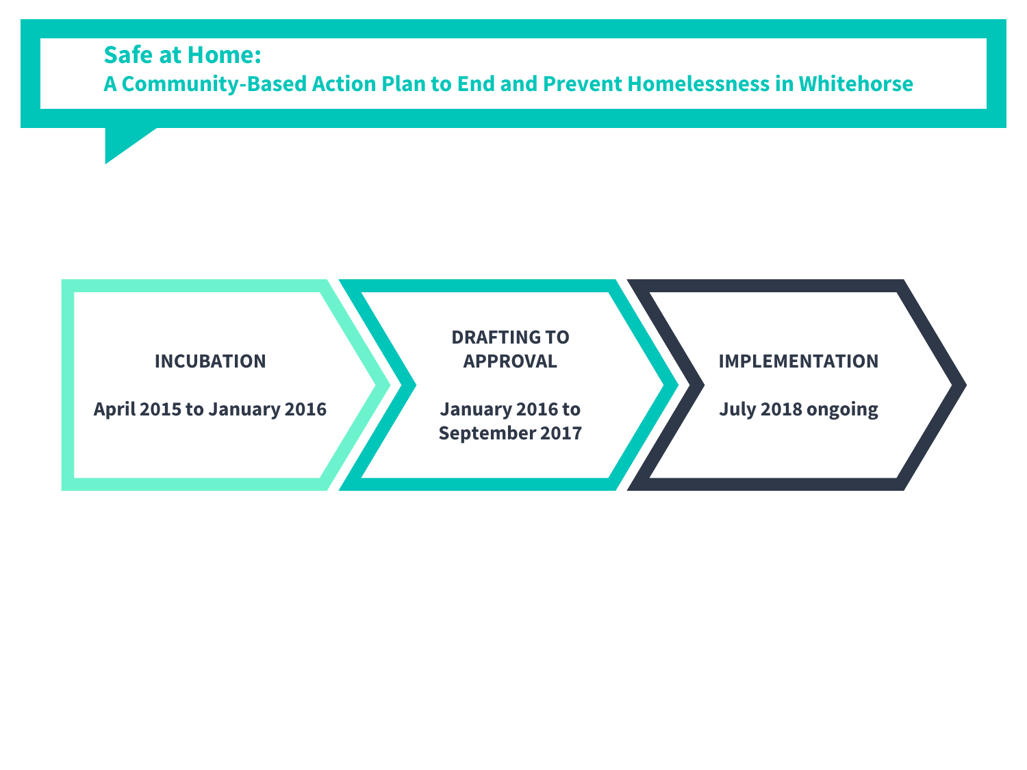## Safe at Home:
## A Community-Based Action Plan to End and Prevent Homelessness in Whitehorse

**INCUBATION**

**April 2015 to January 2016**

**DRAFTING TO APPROVAL**

**January 2016 to September 2017**

**IMPLEMENTATION**

**July 2018 ongoing**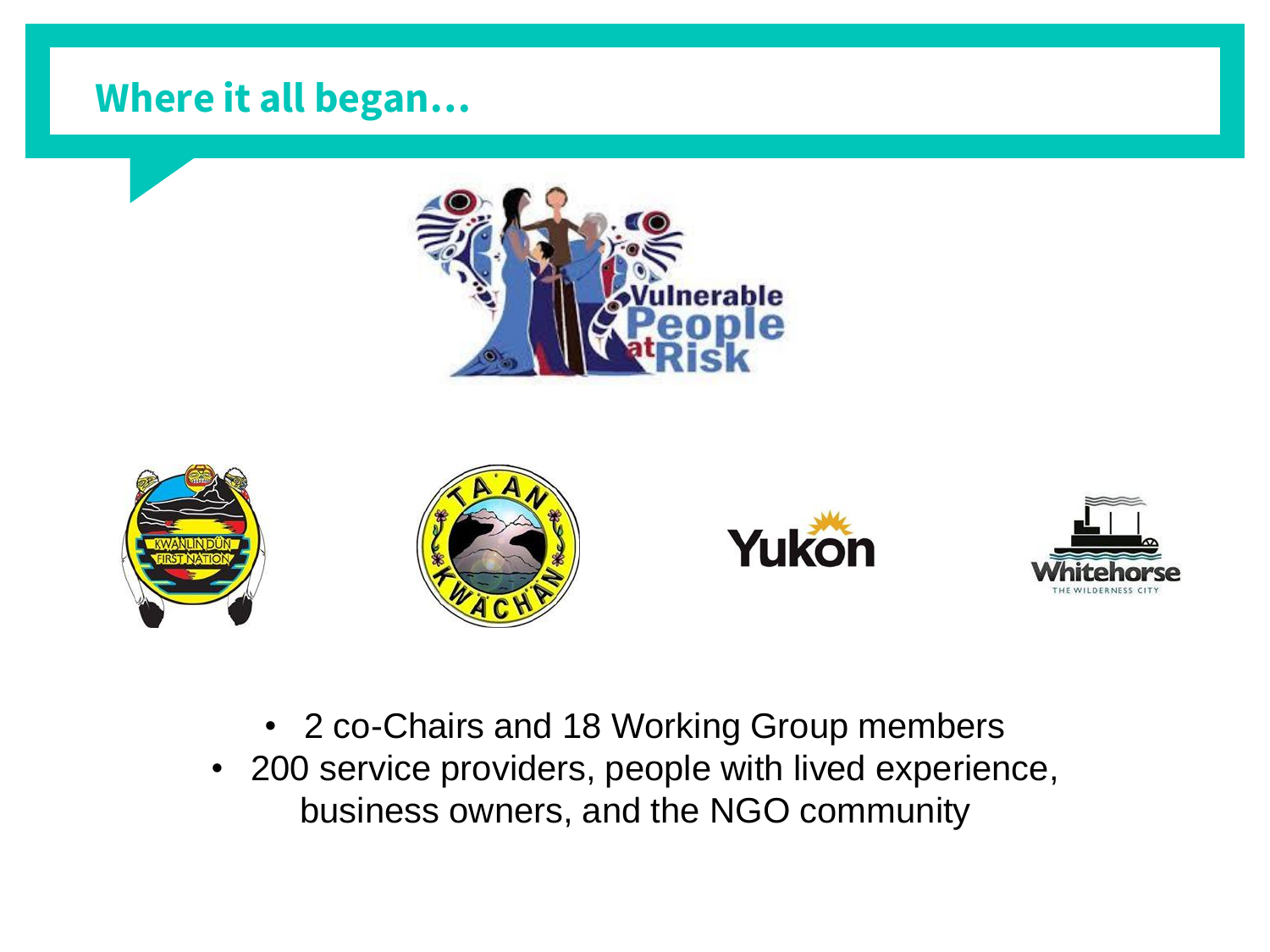# Where it all began…

- 2 co-Chairs and 18 Working Group members
- 200 service providers, people with lived experience, business owners, and the NGO community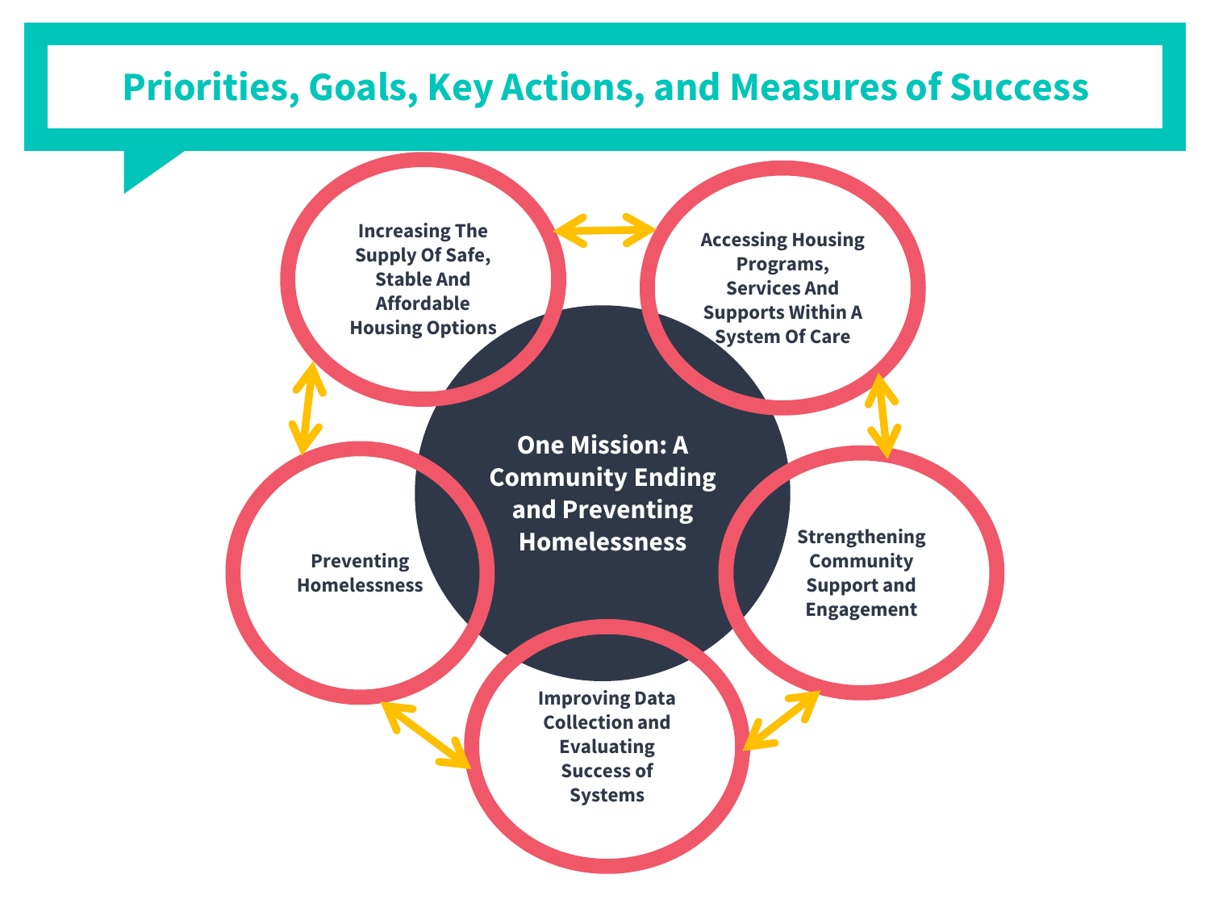# Priorities, Goals, Key Actions, and Measures of Success

**One Mission: A Community Ending and Preventing Homelessness**

- Increasing The Supply Of Safe, Stable And Affordable Housing Options
- Accessing Housing Programs, Services And Supports Within A System Of Care
- Strengthening Community Support and Engagement
- Improving Data Collection and Evaluating Success of Systems
- Preventing Homelessness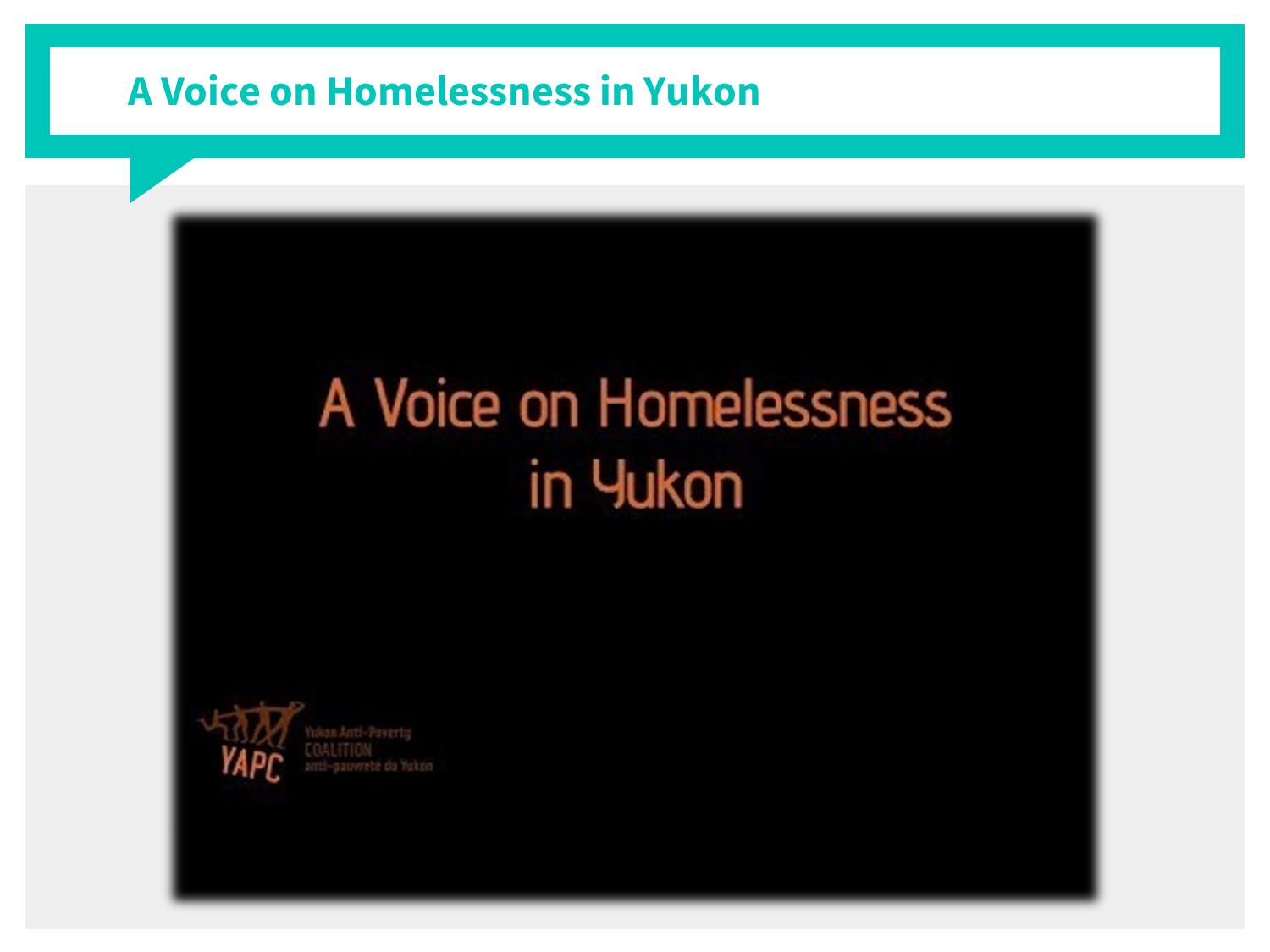# A Voice on Homelessness in Yukon

A Voice on Homelessness in Yukon

YAPC Yukon Anti-Poverty COALITION anti-pauvreté du Yukon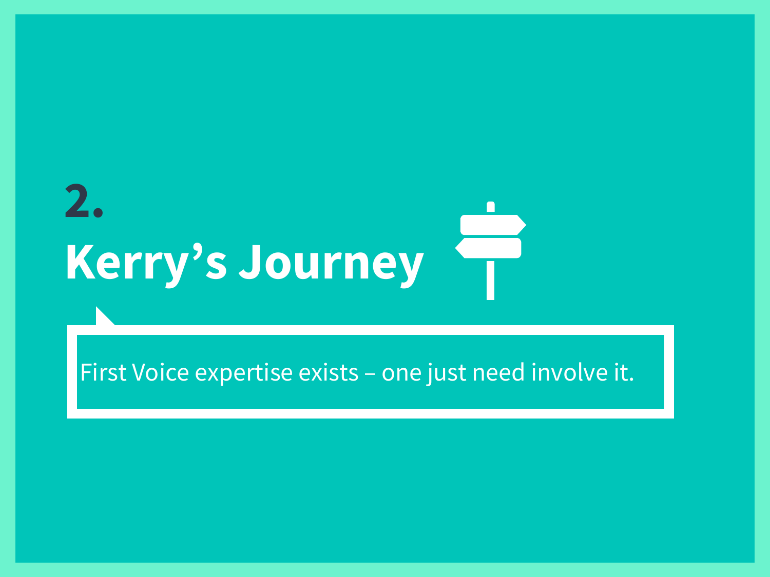# 2.

# Kerry’s Journey

First Voice expertise exists – one just need involve it.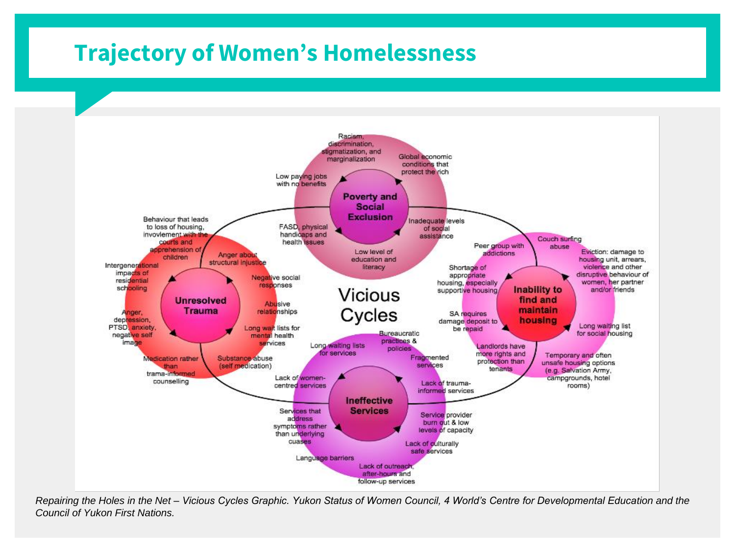# Trajectory of Women's Homelessness

**Vicious Cycles**

**Poverty and Social Exclusion**

- Racism, discrimination, stigmatization, and marginalization
- Global economic conditions that protect the rich
- Inadequate levels of social assistance
- Low level of education and literacy
- FASD, physical handicaps and health issues
- Low paying jobs with no benefits

**Inability to find and maintain housing**

- Couch surfing abuse
- Eviction: damage to housing unit, arrears, violence and other disruptive behaviour of women, her partner and/or friends
- Long waiting list for social housing
- Temporary and often unsafe housing options (e.g. Salvation Army, campgrounds, hotel rooms)
- Landlords have more rights and protection than tenants
- SA requires damage deposit to be repaid
- Shortage of appropriate housing, especially supportive housing
- Peer group with addictions

**Ineffective Services**

- Bureaucratic practices & policies
- Fragmented services
- Lack of trauma-informed services
- Service provider burn out & low levels of capacity
- Lack of culturally safe services
- Lack of outreach, after-hours and follow-up services
- Language barriers
- Services that address symptoms rather than underlying cuases
- Lack of women-centred services
- Long waiting lists for services

**Unresolved Trauma**

- Behaviour that leads to loss of housing, involvement with the courts and apprehension of children
- Anger about structural injustice
- Negative social responses
- Abusive relationships
- Long wait lists for mental health services
- Substance abuse (self medication)
- Medication rather than trama-informed counselling
- Anger, depression, PTSD, anxiety, negative self image
- Intergenerational impacts of residential schooling

*Repairing the Holes in the Net – Vicious Cycles Graphic. Yukon Status of Women Council, 4 World's Centre for Developmental Education and the Council of Yukon First Nations.*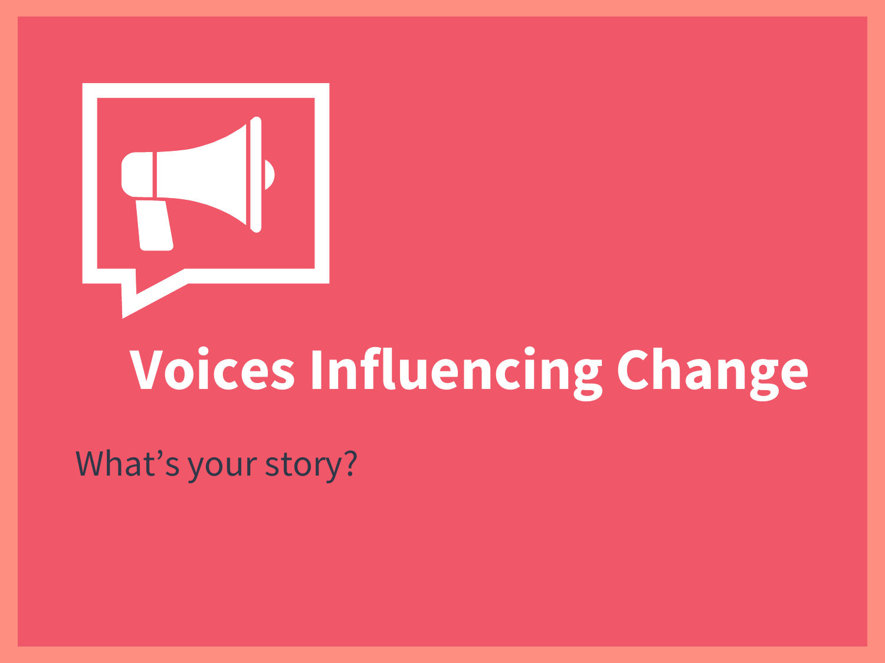# Voices Influencing Change

What’s your story?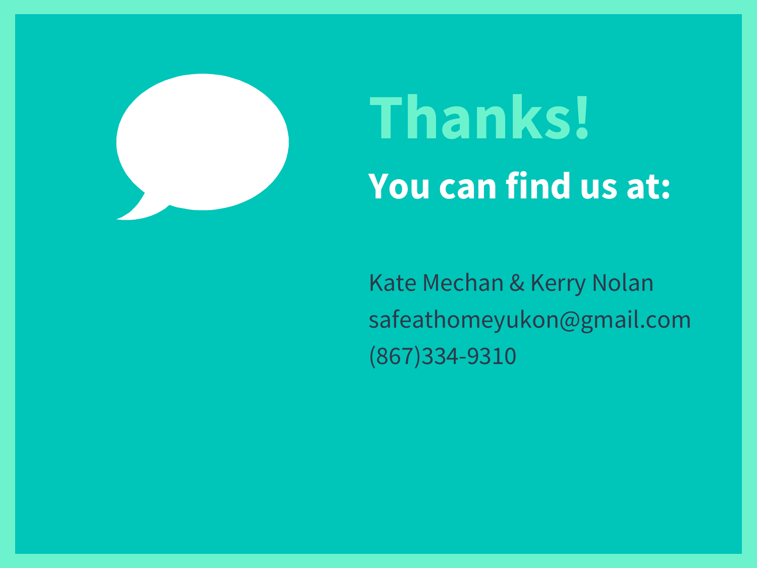# Thanks!

## You can find us at:

Kate Mechan & Kerry Nolan
safeathomeyukon@gmail.com
(867)334-9310